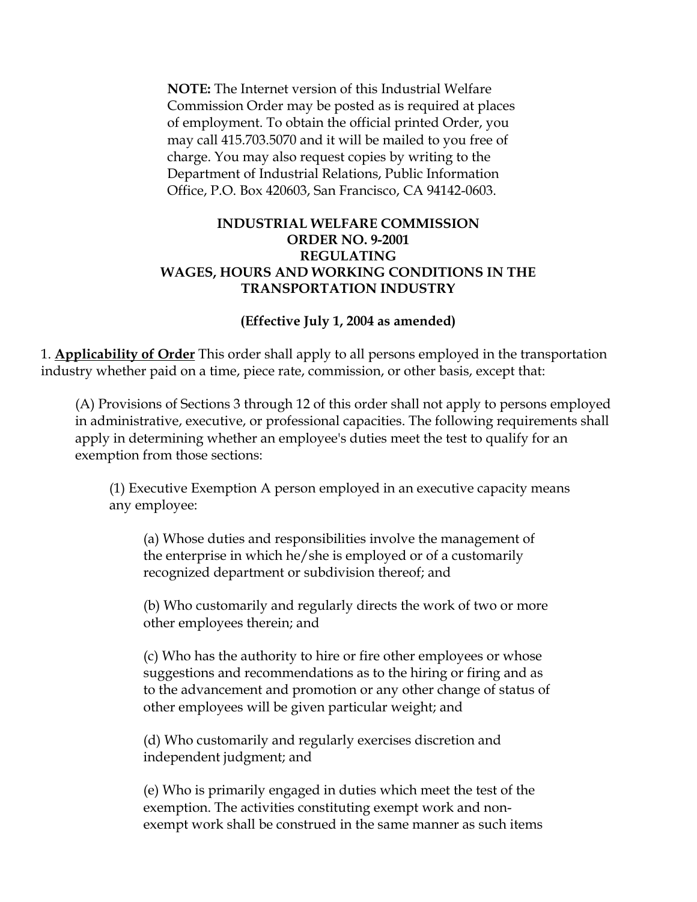**NOTE:** The Internet version of this Industrial Welfare Commission Order may be posted as is required at places of employment. To obtain the official printed Order, you may call 415.703.5070 and it will be mailed to you free of charge. You may also request copies by writing to the Department of Industrial Relations, Public Information Office, P.O. Box 420603, San Francisco, CA 94142-0603.

# INDUSTRIAL WELFARE COMMISSION ORDER NO. 9-2001 REGULATING WAGES, HOURS AND WORKING CONDITIONS IN THE TRANSPORTATION INDUSTRY

**(Effective July 1, 2004 as amended)**

1. **Applicability of Order** This order shall apply to all persons employed in the transportation industry whether paid on a time, piece rate, commission, or other basis, except that:

(A) Provisions of Sections 3 through 12 of this order shall not apply to persons employed in administrative, executive, or professional capacities. The following requirements shall apply in determining whether an employee's duties meet the test to qualify for an exemption from those sections:

(1) Executive Exemption A person employed in an executive capacity means any employee:

(a) Whose duties and responsibilities involve the management of the enterprise in which he/she is employed or of a customarily recognized department or subdivision thereof; and

(b) Who customarily and regularly directs the work of two or more other employees therein; and

(c) Who has the authority to hire or fire other employees or whose suggestions and recommendations as to the hiring or firing and as to the advancement and promotion or any other change of status of other employees will be given particular weight; and

(d) Who customarily and regularly exercises discretion and independent judgment; and

(e) Who is primarily engaged in duties which meet the test of the exemption. The activities constituting exempt work and non-exempt work shall be construed in the same manner as such items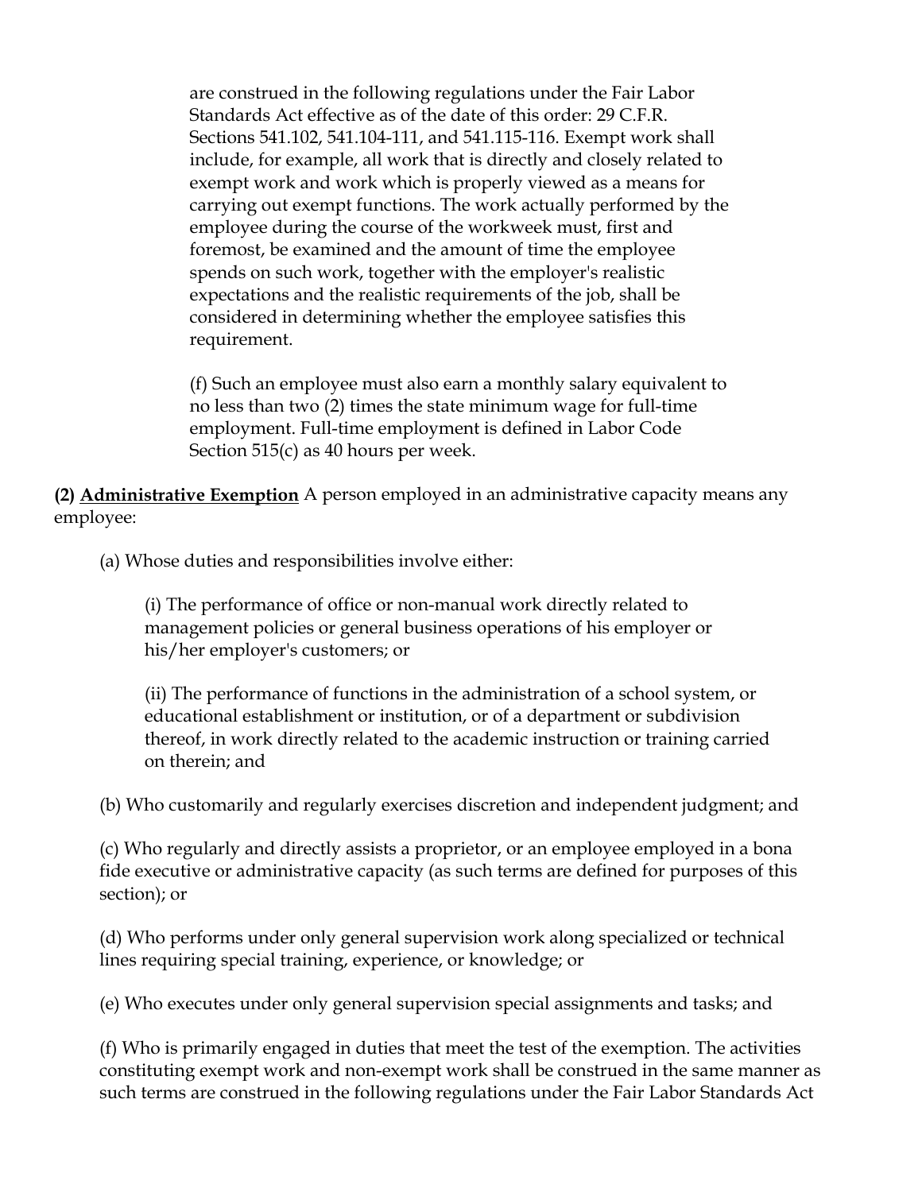are construed in the following regulations under the Fair Labor Standards Act effective as of the date of this order: 29 C.F.R. Sections 541.102, 541.104-111, and 541.115-116. Exempt work shall include, for example, all work that is directly and closely related to exempt work and work which is properly viewed as a means for carrying out exempt functions. The work actually performed by the employee during the course of the workweek must, first and foremost, be examined and the amount of time the employee spends on such work, together with the employer's realistic expectations and the realistic requirements of the job, shall be considered in determining whether the employee satisfies this requirement.

(f) Such an employee must also earn a monthly salary equivalent to no less than two (2) times the state minimum wage for full-time employment. Full-time employment is defined in Labor Code Section 515(c) as 40 hours per week.

**(2) <u>Administrative Exemption</u>** A person employed in an administrative capacity means any employee:

(a) Whose duties and responsibilities involve either:

(i) The performance of office or non-manual work directly related to management policies or general business operations of his employer or his/her employer's customers; or

(ii) The performance of functions in the administration of a school system, or educational establishment or institution, or of a department or subdivision thereof, in work directly related to the academic instruction or training carried on therein; and

(b) Who customarily and regularly exercises discretion and independent judgment; and

(c) Who regularly and directly assists a proprietor, or an employee employed in a bona fide executive or administrative capacity (as such terms are defined for purposes of this section); or

(d) Who performs under only general supervision work along specialized or technical lines requiring special training, experience, or knowledge; or

(e) Who executes under only general supervision special assignments and tasks; and

(f) Who is primarily engaged in duties that meet the test of the exemption. The activities constituting exempt work and non-exempt work shall be construed in the same manner as such terms are construed in the following regulations under the Fair Labor Standards Act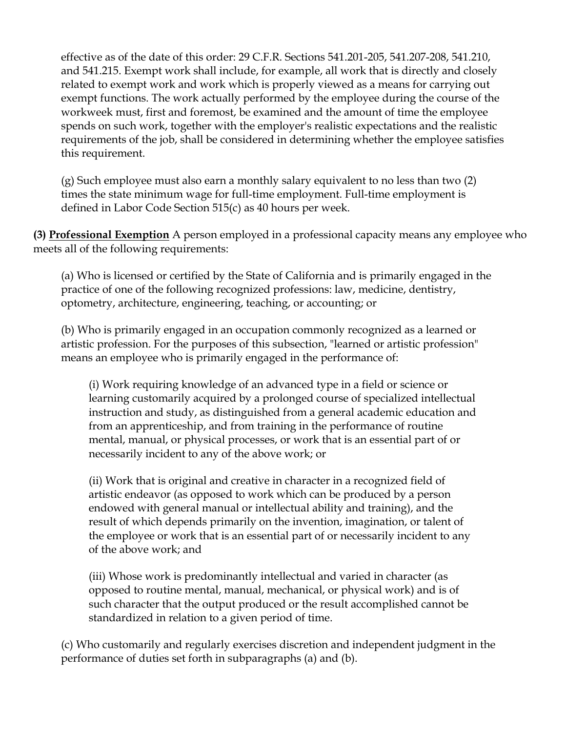effective as of the date of this order: 29 C.F.R. Sections 541.201-205, 541.207-208, 541.210, and 541.215. Exempt work shall include, for example, all work that is directly and closely related to exempt work and work which is properly viewed as a means for carrying out exempt functions. The work actually performed by the employee during the course of the workweek must, first and foremost, be examined and the amount of time the employee spends on such work, together with the employer's realistic expectations and the realistic requirements of the job, shall be considered in determining whether the employee satisfies this requirement.

(g) Such employee must also earn a monthly salary equivalent to no less than two (2) times the state minimum wage for full-time employment. Full-time employment is defined in Labor Code Section 515(c) as 40 hours per week.

**(3) <u>Professional Exemption</u>** A person employed in a professional capacity means any employee who meets all of the following requirements:

(a) Who is licensed or certified by the State of California and is primarily engaged in the practice of one of the following recognized professions: law, medicine, dentistry, optometry, architecture, engineering, teaching, or accounting; or

(b) Who is primarily engaged in an occupation commonly recognized as a learned or artistic profession. For the purposes of this subsection, "learned or artistic profession" means an employee who is primarily engaged in the performance of:

(i) Work requiring knowledge of an advanced type in a field or science or learning customarily acquired by a prolonged course of specialized intellectual instruction and study, as distinguished from a general academic education and from an apprenticeship, and from training in the performance of routine mental, manual, or physical processes, or work that is an essential part of or necessarily incident to any of the above work; or

(ii) Work that is original and creative in character in a recognized field of artistic endeavor (as opposed to work which can be produced by a person endowed with general manual or intellectual ability and training), and the result of which depends primarily on the invention, imagination, or talent of the employee or work that is an essential part of or necessarily incident to any of the above work; and

(iii) Whose work is predominantly intellectual and varied in character (as opposed to routine mental, manual, mechanical, or physical work) and is of such character that the output produced or the result accomplished cannot be standardized in relation to a given period of time.

(c) Who customarily and regularly exercises discretion and independent judgment in the performance of duties set forth in subparagraphs (a) and (b).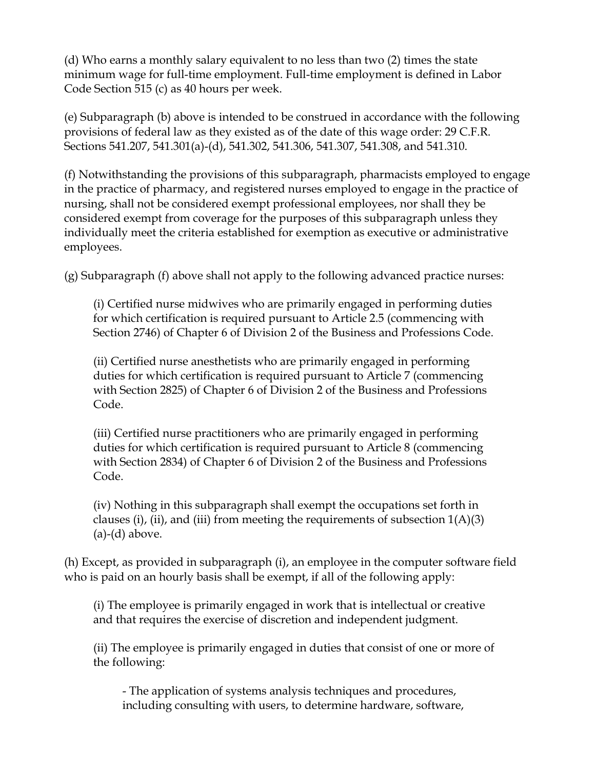(d) Who earns a monthly salary equivalent to no less than two (2) times the state minimum wage for full-time employment. Full-time employment is defined in Labor Code Section 515 (c) as 40 hours per week.

(e) Subparagraph (b) above is intended to be construed in accordance with the following provisions of federal law as they existed as of the date of this wage order: 29 C.F.R. Sections 541.207, 541.301(a)-(d), 541.302, 541.306, 541.307, 541.308, and 541.310.

(f) Notwithstanding the provisions of this subparagraph, pharmacists employed to engage in the practice of pharmacy, and registered nurses employed to engage in the practice of nursing, shall not be considered exempt professional employees, nor shall they be considered exempt from coverage for the purposes of this subparagraph unless they individually meet the criteria established for exemption as executive or administrative employees.

(g) Subparagraph (f) above shall not apply to the following advanced practice nurses:

> (i) Certified nurse midwives who are primarily engaged in performing duties for which certification is required pursuant to Article 2.5 (commencing with Section 2746) of Chapter 6 of Division 2 of the Business and Professions Code.
>
> (ii) Certified nurse anesthetists who are primarily engaged in performing duties for which certification is required pursuant to Article 7 (commencing with Section 2825) of Chapter 6 of Division 2 of the Business and Professions Code.
>
> (iii) Certified nurse practitioners who are primarily engaged in performing duties for which certification is required pursuant to Article 8 (commencing with Section 2834) of Chapter 6 of Division 2 of the Business and Professions Code.
>
> (iv) Nothing in this subparagraph shall exempt the occupations set forth in clauses (i), (ii), and (iii) from meeting the requirements of subsection 1(A)(3) (a)-(d) above.

(h) Except, as provided in subparagraph (i), an employee in the computer software field who is paid on an hourly basis shall be exempt, if all of the following apply:

> (i) The employee is primarily engaged in work that is intellectual or creative and that requires the exercise of discretion and independent judgment.
>
> (ii) The employee is primarily engaged in duties that consist of one or more of the following:
>
> - The application of systems analysis techniques and procedures, including consulting with users, to determine hardware, software,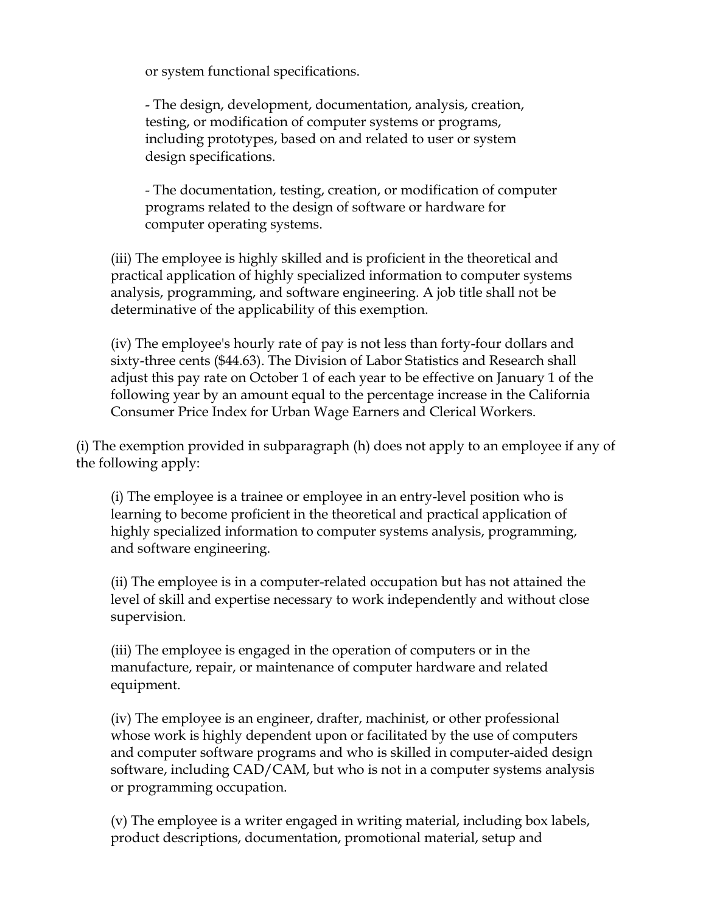or system functional specifications.

- The design, development, documentation, analysis, creation, testing, or modification of computer systems or programs, including prototypes, based on and related to user or system design specifications.

- The documentation, testing, creation, or modification of computer programs related to the design of software or hardware for computer operating systems.

(iii) The employee is highly skilled and is proficient in the theoretical and practical application of highly specialized information to computer systems analysis, programming, and software engineering. A job title shall not be determinative of the applicability of this exemption.

(iv) The employee's hourly rate of pay is not less than forty-four dollars and sixty-three cents ($44.63). The Division of Labor Statistics and Research shall adjust this pay rate on October 1 of each year to be effective on January 1 of the following year by an amount equal to the percentage increase in the California Consumer Price Index for Urban Wage Earners and Clerical Workers.

(i) The exemption provided in subparagraph (h) does not apply to an employee if any of the following apply:

(i) The employee is a trainee or employee in an entry-level position who is learning to become proficient in the theoretical and practical application of highly specialized information to computer systems analysis, programming, and software engineering.

(ii) The employee is in a computer-related occupation but has not attained the level of skill and expertise necessary to work independently and without close supervision.

(iii) The employee is engaged in the operation of computers or in the manufacture, repair, or maintenance of computer hardware and related equipment.

(iv) The employee is an engineer, drafter, machinist, or other professional whose work is highly dependent upon or facilitated by the use of computers and computer software programs and who is skilled in computer-aided design software, including CAD/CAM, but who is not in a computer systems analysis or programming occupation.

(v) The employee is a writer engaged in writing material, including box labels, product descriptions, documentation, promotional material, setup and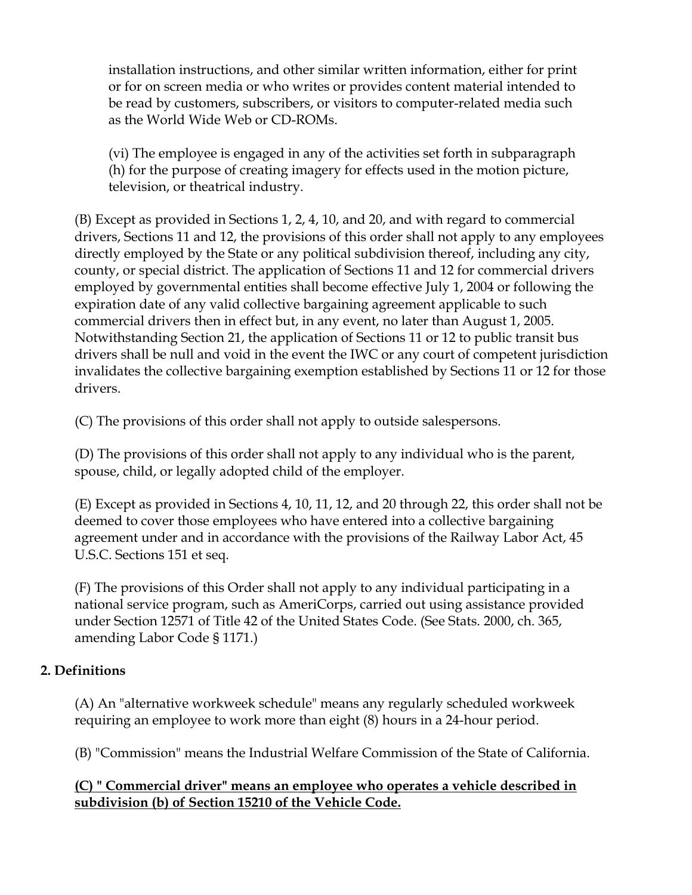installation instructions, and other similar written information, either for print or for on screen media or who writes or provides content material intended to be read by customers, subscribers, or visitors to computer-related media such as the World Wide Web or CD-ROMs.

(vi) The employee is engaged in any of the activities set forth in subparagraph (h) for the purpose of creating imagery for effects used in the motion picture, television, or theatrical industry.

(B) Except as provided in Sections 1, 2, 4, 10, and 20, and with regard to commercial drivers, Sections 11 and 12, the provisions of this order shall not apply to any employees directly employed by the State or any political subdivision thereof, including any city, county, or special district. The application of Sections 11 and 12 for commercial drivers employed by governmental entities shall become effective July 1, 2004 or following the expiration date of any valid collective bargaining agreement applicable to such commercial drivers then in effect but, in any event, no later than August 1, 2005. Notwithstanding Section 21, the application of Sections 11 or 12 to public transit bus drivers shall be null and void in the event the IWC or any court of competent jurisdiction invalidates the collective bargaining exemption established by Sections 11 or 12 for those drivers.

(C) The provisions of this order shall not apply to outside salespersons.

(D) The provisions of this order shall not apply to any individual who is the parent, spouse, child, or legally adopted child of the employer.

(E) Except as provided in Sections 4, 10, 11, 12, and 20 through 22, this order shall not be deemed to cover those employees who have entered into a collective bargaining agreement under and in accordance with the provisions of the Railway Labor Act, 45 U.S.C. Sections 151 et seq.

(F) The provisions of this Order shall not apply to any individual participating in a national service program, such as AmeriCorps, carried out using assistance provided under Section 12571 of Title 42 of the United States Code. (See Stats. 2000, ch. 365, amending Labor Code § 1171.)

**2. Definitions**

(A) An "alternative workweek schedule" means any regularly scheduled workweek requiring an employee to work more than eight (8) hours in a 24-hour period.

(B) "Commission" means the Industrial Welfare Commission of the State of California.

**(C) " Commercial driver" means an employee who operates a vehicle described in subdivision (b) of Section 15210 of the Vehicle Code.**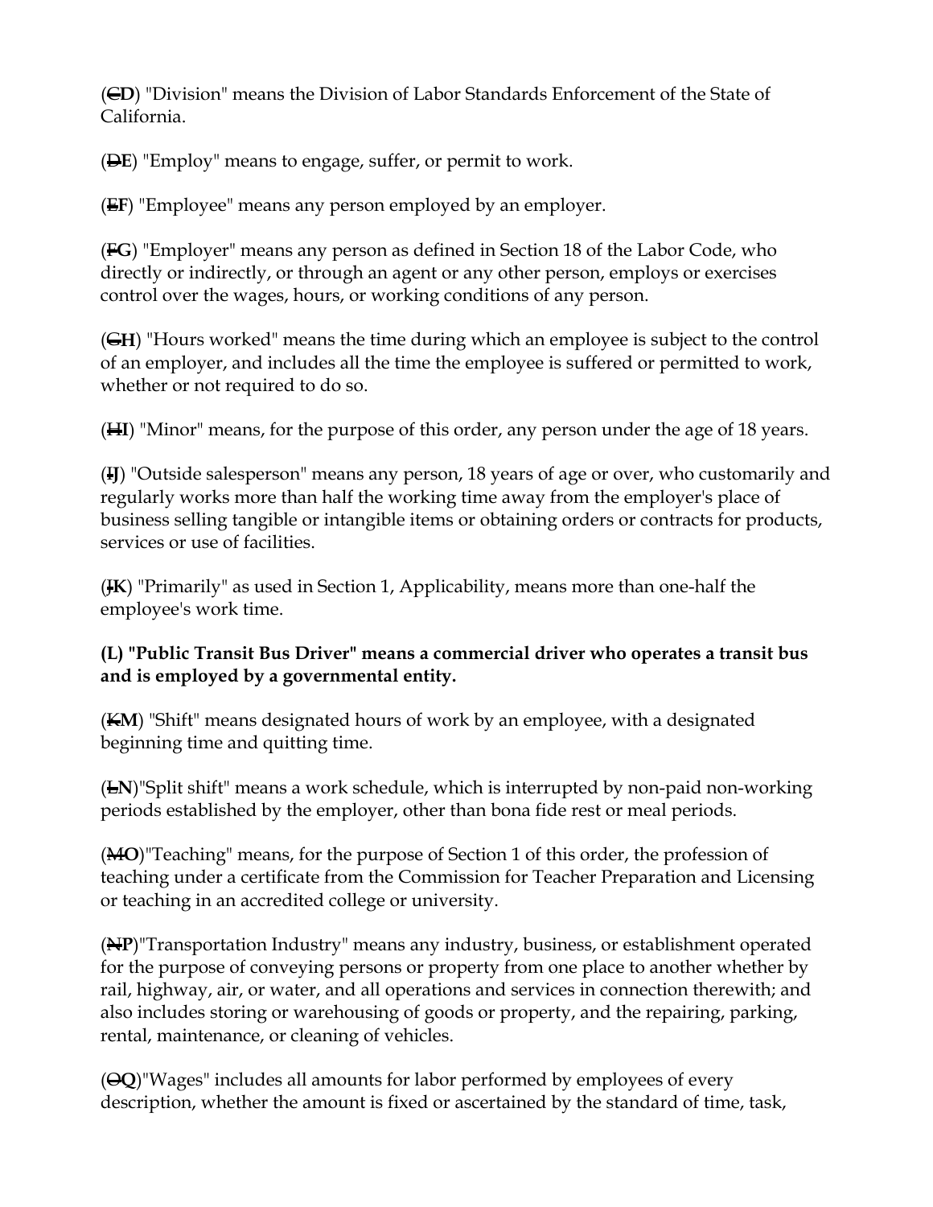(~~C~~**D**) "Division" means the Division of Labor Standards Enforcement of the State of California.

(~~D~~**E**) "Employ" means to engage, suffer, or permit to work.

(~~E~~**F**) "Employee" means any person employed by an employer.

(~~F~~**G**) "Employer" means any person as defined in Section 18 of the Labor Code, who directly or indirectly, or through an agent or any other person, employs or exercises control over the wages, hours, or working conditions of any person.

(~~G~~**H**) "Hours worked" means the time during which an employee is subject to the control of an employer, and includes all the time the employee is suffered or permitted to work, whether or not required to do so.

(~~H~~**I**) "Minor" means, for the purpose of this order, any person under the age of 18 years.

(~~I~~**J**) "Outside salesperson" means any person, 18 years of age or over, who customarily and regularly works more than half the working time away from the employer's place of business selling tangible or intangible items or obtaining orders or contracts for products, services or use of facilities.

(~~J~~**K**) "Primarily" as used in Section 1, Applicability, means more than one-half the employee's work time.

**(L) "Public Transit Bus Driver" means a commercial driver who operates a transit bus and is employed by a governmental entity.**

(~~K~~**M**) "Shift" means designated hours of work by an employee, with a designated beginning time and quitting time.

(~~L~~**N**)"Split shift" means a work schedule, which is interrupted by non-paid non-working periods established by the employer, other than bona fide rest or meal periods.

(~~M~~**O**)"Teaching" means, for the purpose of Section 1 of this order, the profession of teaching under a certificate from the Commission for Teacher Preparation and Licensing or teaching in an accredited college or university.

(~~N~~**P**)"Transportation Industry" means any industry, business, or establishment operated for the purpose of conveying persons or property from one place to another whether by rail, highway, air, or water, and all operations and services in connection therewith; and also includes storing or warehousing of goods or property, and the repairing, parking, rental, maintenance, or cleaning of vehicles.

(~~O~~**Q**)"Wages" includes all amounts for labor performed by employees of every description, whether the amount is fixed or ascertained by the standard of time, task,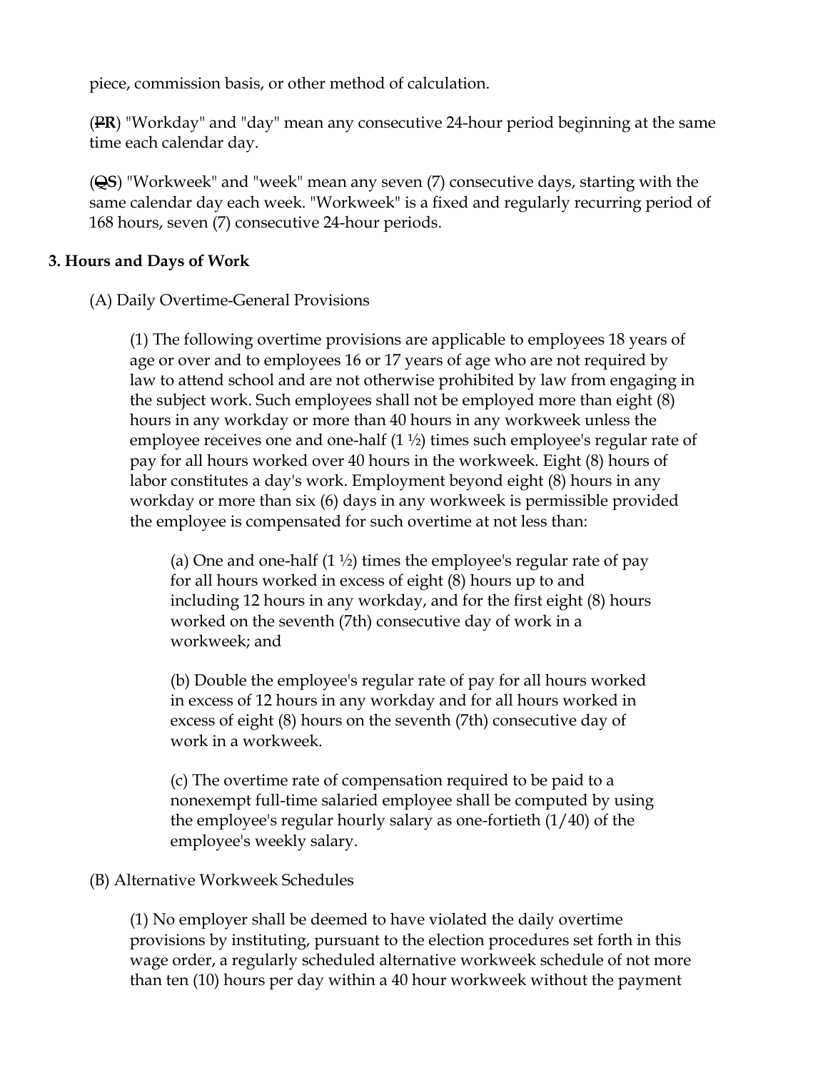piece, commission basis, or other method of calculation.

(~~P~~**R**) "Workday" and "day" mean any consecutive 24-hour period beginning at the same time each calendar day.

(~~Q~~**S**) "Workweek" and "week" mean any seven (7) consecutive days, starting with the same calendar day each week. "Workweek" is a fixed and regularly recurring period of 168 hours, seven (7) consecutive 24-hour periods.

**3. Hours and Days of Work**

(A) Daily Overtime-General Provisions

(1) The following overtime provisions are applicable to employees 18 years of age or over and to employees 16 or 17 years of age who are not required by law to attend school and are not otherwise prohibited by law from engaging in the subject work. Such employees shall not be employed more than eight (8) hours in any workday or more than 40 hours in any workweek unless the employee receives one and one-half (1 ½) times such employee's regular rate of pay for all hours worked over 40 hours in the workweek. Eight (8) hours of labor constitutes a day's work. Employment beyond eight (8) hours in any workday or more than six (6) days in any workweek is permissible provided the employee is compensated for such overtime at not less than:

(a) One and one-half (1 ½) times the employee's regular rate of pay for all hours worked in excess of eight (8) hours up to and including 12 hours in any workday, and for the first eight (8) hours worked on the seventh (7th) consecutive day of work in a workweek; and

(b) Double the employee's regular rate of pay for all hours worked in excess of 12 hours in any workday and for all hours worked in excess of eight (8) hours on the seventh (7th) consecutive day of work in a workweek.

(c) The overtime rate of compensation required to be paid to a nonexempt full-time salaried employee shall be computed by using the employee's regular hourly salary as one-fortieth (1/40) of the employee's weekly salary.

(B) Alternative Workweek Schedules

(1) No employer shall be deemed to have violated the daily overtime provisions by instituting, pursuant to the election procedures set forth in this wage order, a regularly scheduled alternative workweek schedule of not more than ten (10) hours per day within a 40 hour workweek without the payment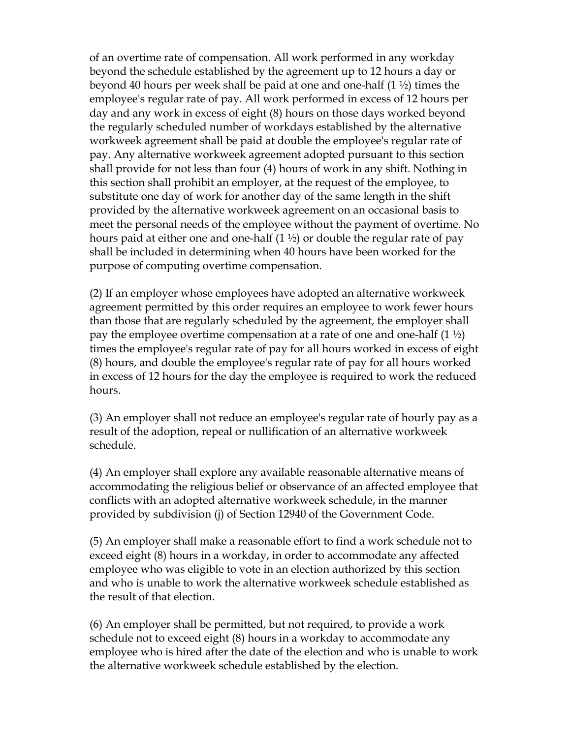of an overtime rate of compensation. All work performed in any workday beyond the schedule established by the agreement up to 12 hours a day or beyond 40 hours per week shall be paid at one and one-half (1 ½) times the employee's regular rate of pay. All work performed in excess of 12 hours per day and any work in excess of eight (8) hours on those days worked beyond the regularly scheduled number of workdays established by the alternative workweek agreement shall be paid at double the employee's regular rate of pay. Any alternative workweek agreement adopted pursuant to this section shall provide for not less than four (4) hours of work in any shift. Nothing in this section shall prohibit an employer, at the request of the employee, to substitute one day of work for another day of the same length in the shift provided by the alternative workweek agreement on an occasional basis to meet the personal needs of the employee without the payment of overtime. No hours paid at either one and one-half (1 ½) or double the regular rate of pay shall be included in determining when 40 hours have been worked for the purpose of computing overtime compensation.

(2) If an employer whose employees have adopted an alternative workweek agreement permitted by this order requires an employee to work fewer hours than those that are regularly scheduled by the agreement, the employer shall pay the employee overtime compensation at a rate of one and one-half (1 ½) times the employee's regular rate of pay for all hours worked in excess of eight (8) hours, and double the employee's regular rate of pay for all hours worked in excess of 12 hours for the day the employee is required to work the reduced hours.

(3) An employer shall not reduce an employee's regular rate of hourly pay as a result of the adoption, repeal or nullification of an alternative workweek schedule.

(4) An employer shall explore any available reasonable alternative means of accommodating the religious belief or observance of an affected employee that conflicts with an adopted alternative workweek schedule, in the manner provided by subdivision (j) of Section 12940 of the Government Code.

(5) An employer shall make a reasonable effort to find a work schedule not to exceed eight (8) hours in a workday, in order to accommodate any affected employee who was eligible to vote in an election authorized by this section and who is unable to work the alternative workweek schedule established as the result of that election.

(6) An employer shall be permitted, but not required, to provide a work schedule not to exceed eight (8) hours in a workday to accommodate any employee who is hired after the date of the election and who is unable to work the alternative workweek schedule established by the election.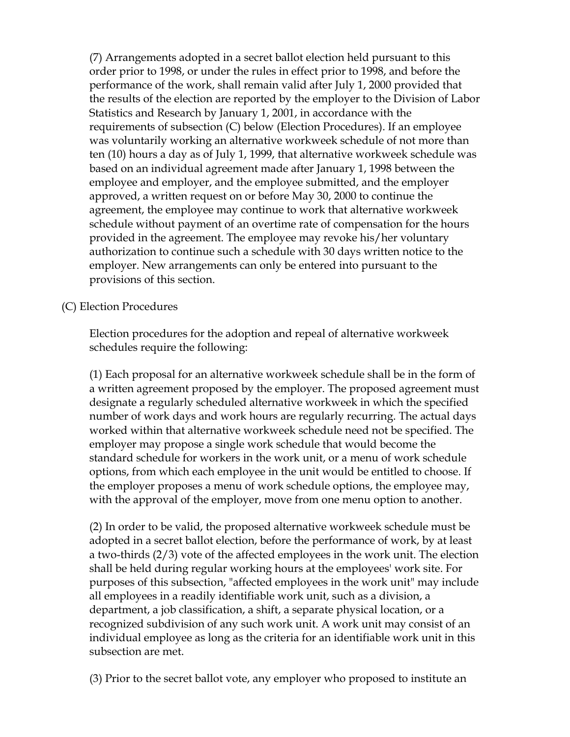(7) Arrangements adopted in a secret ballot election held pursuant to this order prior to 1998, or under the rules in effect prior to 1998, and before the performance of the work, shall remain valid after July 1, 2000 provided that the results of the election are reported by the employer to the Division of Labor Statistics and Research by January 1, 2001, in accordance with the requirements of subsection (C) below (Election Procedures). If an employee was voluntarily working an alternative workweek schedule of not more than ten (10) hours a day as of July 1, 1999, that alternative workweek schedule was based on an individual agreement made after January 1, 1998 between the employee and employer, and the employee submitted, and the employer approved, a written request on or before May 30, 2000 to continue the agreement, the employee may continue to work that alternative workweek schedule without payment of an overtime rate of compensation for the hours provided in the agreement. The employee may revoke his/her voluntary authorization to continue such a schedule with 30 days written notice to the employer. New arrangements can only be entered into pursuant to the provisions of this section.

(C) Election Procedures

Election procedures for the adoption and repeal of alternative workweek schedules require the following:

(1) Each proposal for an alternative workweek schedule shall be in the form of a written agreement proposed by the employer. The proposed agreement must designate a regularly scheduled alternative workweek in which the specified number of work days and work hours are regularly recurring. The actual days worked within that alternative workweek schedule need not be specified. The employer may propose a single work schedule that would become the standard schedule for workers in the work unit, or a menu of work schedule options, from which each employee in the unit would be entitled to choose. If the employer proposes a menu of work schedule options, the employee may, with the approval of the employer, move from one menu option to another.

(2) In order to be valid, the proposed alternative workweek schedule must be adopted in a secret ballot election, before the performance of work, by at least a two-thirds (2/3) vote of the affected employees in the work unit. The election shall be held during regular working hours at the employees' work site. For purposes of this subsection, "affected employees in the work unit" may include all employees in a readily identifiable work unit, such as a division, a department, a job classification, a shift, a separate physical location, or a recognized subdivision of any such work unit. A work unit may consist of an individual employee as long as the criteria for an identifiable work unit in this subsection are met.

(3) Prior to the secret ballot vote, any employer who proposed to institute an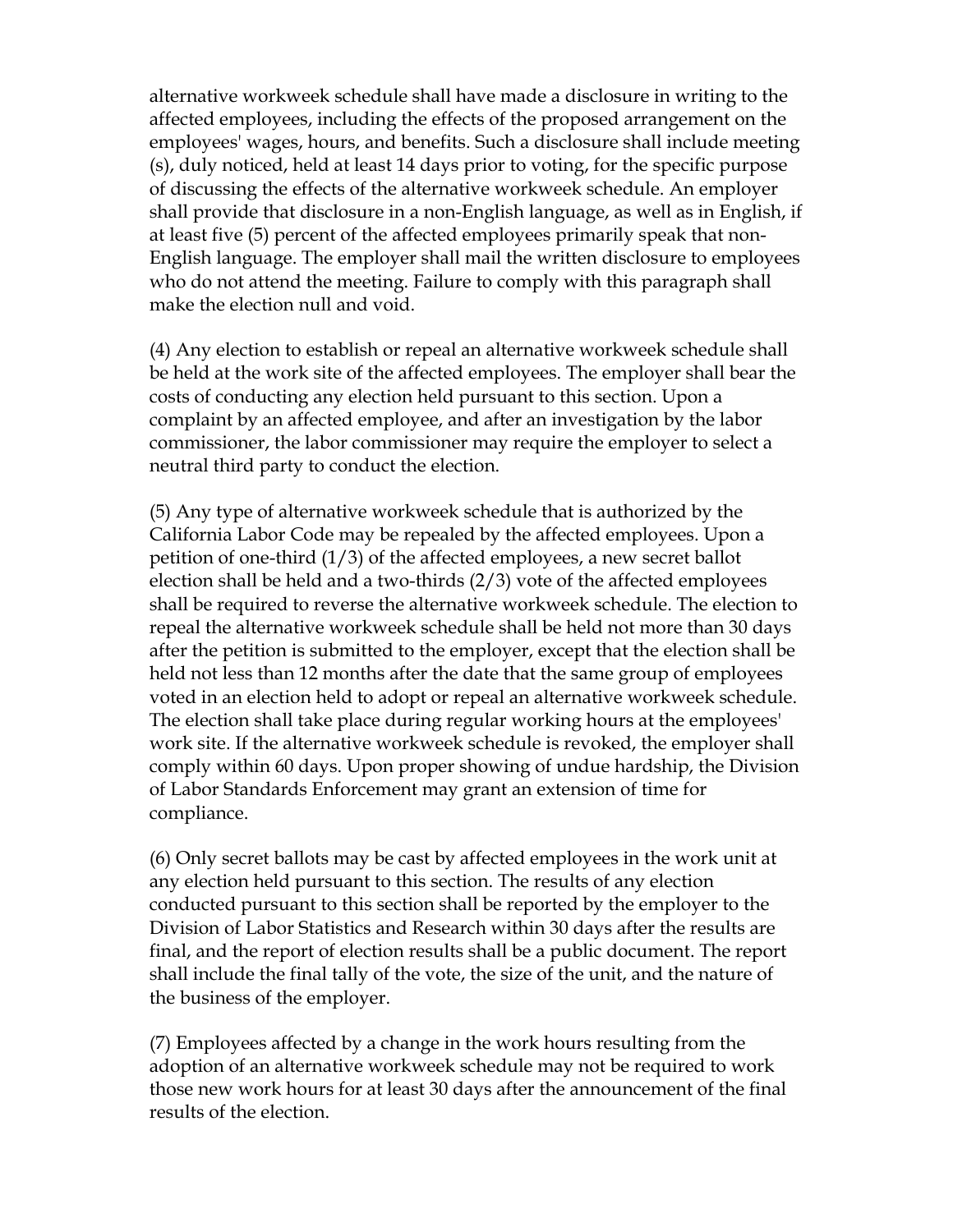alternative workweek schedule shall have made a disclosure in writing to the affected employees, including the effects of the proposed arrangement on the employees' wages, hours, and benefits. Such a disclosure shall include meeting (s), duly noticed, held at least 14 days prior to voting, for the specific purpose of discussing the effects of the alternative workweek schedule. An employer shall provide that disclosure in a non-English language, as well as in English, if at least five (5) percent of the affected employees primarily speak that non-English language. The employer shall mail the written disclosure to employees who do not attend the meeting. Failure to comply with this paragraph shall make the election null and void.

(4) Any election to establish or repeal an alternative workweek schedule shall be held at the work site of the affected employees. The employer shall bear the costs of conducting any election held pursuant to this section. Upon a complaint by an affected employee, and after an investigation by the labor commissioner, the labor commissioner may require the employer to select a neutral third party to conduct the election.

(5) Any type of alternative workweek schedule that is authorized by the California Labor Code may be repealed by the affected employees. Upon a petition of one-third (1/3) of the affected employees, a new secret ballot election shall be held and a two-thirds (2/3) vote of the affected employees shall be required to reverse the alternative workweek schedule. The election to repeal the alternative workweek schedule shall be held not more than 30 days after the petition is submitted to the employer, except that the election shall be held not less than 12 months after the date that the same group of employees voted in an election held to adopt or repeal an alternative workweek schedule. The election shall take place during regular working hours at the employees' work site. If the alternative workweek schedule is revoked, the employer shall comply within 60 days. Upon proper showing of undue hardship, the Division of Labor Standards Enforcement may grant an extension of time for compliance.

(6) Only secret ballots may be cast by affected employees in the work unit at any election held pursuant to this section. The results of any election conducted pursuant to this section shall be reported by the employer to the Division of Labor Statistics and Research within 30 days after the results are final, and the report of election results shall be a public document. The report shall include the final tally of the vote, the size of the unit, and the nature of the business of the employer.

(7) Employees affected by a change in the work hours resulting from the adoption of an alternative workweek schedule may not be required to work those new work hours for at least 30 days after the announcement of the final results of the election.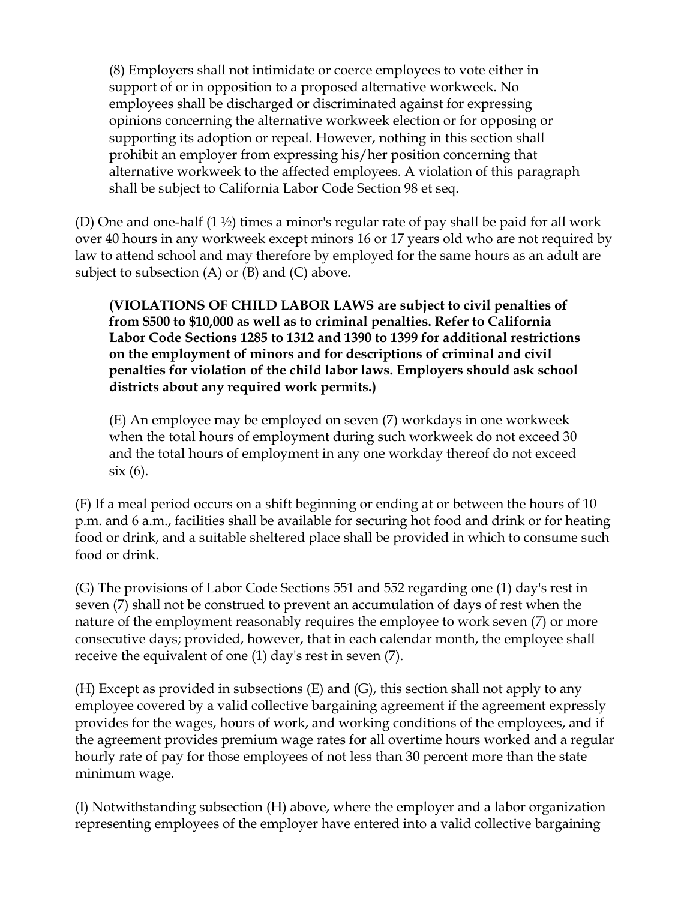(8) Employers shall not intimidate or coerce employees to vote either in support of or in opposition to a proposed alternative workweek. No employees shall be discharged or discriminated against for expressing opinions concerning the alternative workweek election or for opposing or supporting its adoption or repeal. However, nothing in this section shall prohibit an employer from expressing his/her position concerning that alternative workweek to the affected employees. A violation of this paragraph shall be subject to California Labor Code Section 98 et seq.

(D) One and one-half (1 ½) times a minor's regular rate of pay shall be paid for all work over 40 hours in any workweek except minors 16 or 17 years old who are not required by law to attend school and may therefore by employed for the same hours as an adult are subject to subsection (A) or (B) and (C) above.

**(VIOLATIONS OF CHILD LABOR LAWS are subject to civil penalties of from $500 to $10,000 as well as to criminal penalties. Refer to California Labor Code Sections 1285 to 1312 and 1390 to 1399 for additional restrictions on the employment of minors and for descriptions of criminal and civil penalties for violation of the child labor laws. Employers should ask school districts about any required work permits.)**

(E) An employee may be employed on seven (7) workdays in one workweek when the total hours of employment during such workweek do not exceed 30 and the total hours of employment in any one workday thereof do not exceed six (6).

(F) If a meal period occurs on a shift beginning or ending at or between the hours of 10 p.m. and 6 a.m., facilities shall be available for securing hot food and drink or for heating food or drink, and a suitable sheltered place shall be provided in which to consume such food or drink.

(G) The provisions of Labor Code Sections 551 and 552 regarding one (1) day's rest in seven (7) shall not be construed to prevent an accumulation of days of rest when the nature of the employment reasonably requires the employee to work seven (7) or more consecutive days; provided, however, that in each calendar month, the employee shall receive the equivalent of one (1) day's rest in seven (7).

(H) Except as provided in subsections (E) and (G), this section shall not apply to any employee covered by a valid collective bargaining agreement if the agreement expressly provides for the wages, hours of work, and working conditions of the employees, and if the agreement provides premium wage rates for all overtime hours worked and a regular hourly rate of pay for those employees of not less than 30 percent more than the state minimum wage.

(I) Notwithstanding subsection (H) above, where the employer and a labor organization representing employees of the employer have entered into a valid collective bargaining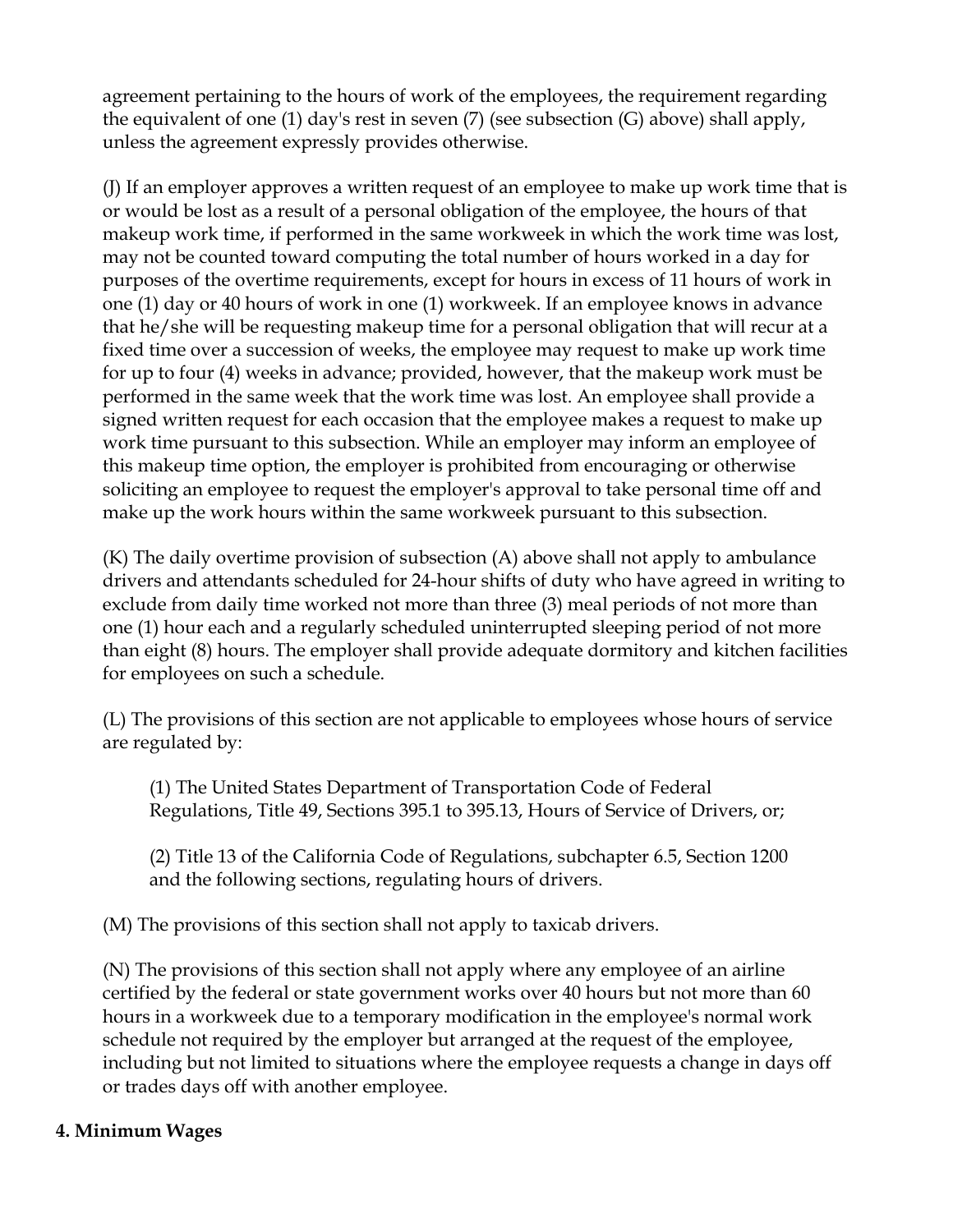agreement pertaining to the hours of work of the employees, the requirement regarding the equivalent of one (1) day's rest in seven (7) (see subsection (G) above) shall apply, unless the agreement expressly provides otherwise.

(J) If an employer approves a written request of an employee to make up work time that is or would be lost as a result of a personal obligation of the employee, the hours of that makeup work time, if performed in the same workweek in which the work time was lost, may not be counted toward computing the total number of hours worked in a day for purposes of the overtime requirements, except for hours in excess of 11 hours of work in one (1) day or 40 hours of work in one (1) workweek. If an employee knows in advance that he/she will be requesting makeup time for a personal obligation that will recur at a fixed time over a succession of weeks, the employee may request to make up work time for up to four (4) weeks in advance; provided, however, that the makeup work must be performed in the same week that the work time was lost. An employee shall provide a signed written request for each occasion that the employee makes a request to make up work time pursuant to this subsection. While an employer may inform an employee of this makeup time option, the employer is prohibited from encouraging or otherwise soliciting an employee to request the employer's approval to take personal time off and make up the work hours within the same workweek pursuant to this subsection.

(K) The daily overtime provision of subsection (A) above shall not apply to ambulance drivers and attendants scheduled for 24-hour shifts of duty who have agreed in writing to exclude from daily time worked not more than three (3) meal periods of not more than one (1) hour each and a regularly scheduled uninterrupted sleeping period of not more than eight (8) hours. The employer shall provide adequate dormitory and kitchen facilities for employees on such a schedule.

(L) The provisions of this section are not applicable to employees whose hours of service are regulated by:

> (1) The United States Department of Transportation Code of Federal Regulations, Title 49, Sections 395.1 to 395.13, Hours of Service of Drivers, or;
>
> (2) Title 13 of the California Code of Regulations, subchapter 6.5, Section 1200 and the following sections, regulating hours of drivers.

(M) The provisions of this section shall not apply to taxicab drivers.

(N) The provisions of this section shall not apply where any employee of an airline certified by the federal or state government works over 40 hours but not more than 60 hours in a workweek due to a temporary modification in the employee's normal work schedule not required by the employer but arranged at the request of the employee, including but not limited to situations where the employee requests a change in days off or trades days off with another employee.

## 4. Minimum Wages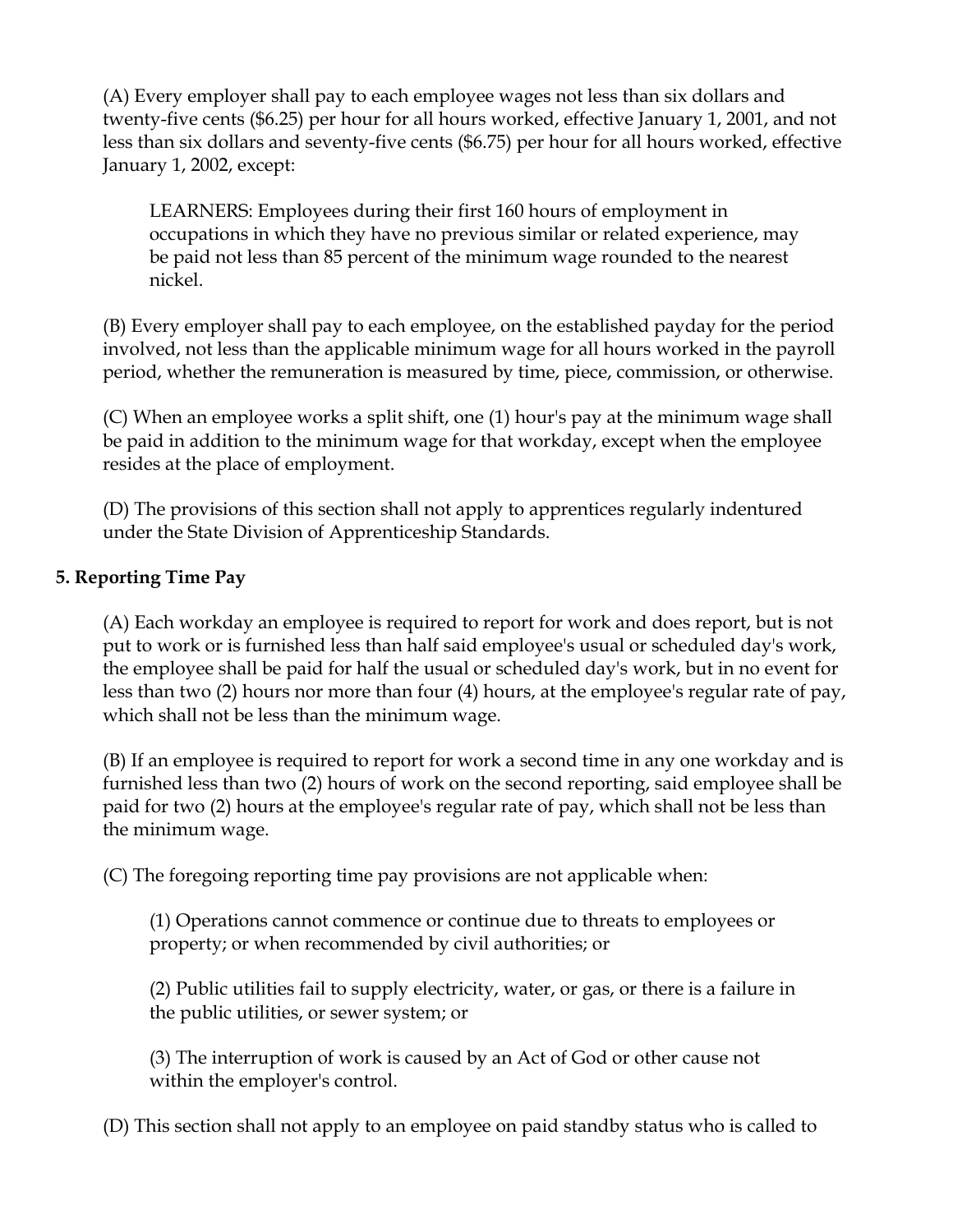(A) Every employer shall pay to each employee wages not less than six dollars and twenty-five cents ($6.25) per hour for all hours worked, effective January 1, 2001, and not less than six dollars and seventy-five cents ($6.75) per hour for all hours worked, effective January 1, 2002, except:

> LEARNERS: Employees during their first 160 hours of employment in occupations in which they have no previous similar or related experience, may be paid not less than 85 percent of the minimum wage rounded to the nearest nickel.

(B) Every employer shall pay to each employee, on the established payday for the period involved, not less than the applicable minimum wage for all hours worked in the payroll period, whether the remuneration is measured by time, piece, commission, or otherwise.

(C) When an employee works a split shift, one (1) hour's pay at the minimum wage shall be paid in addition to the minimum wage for that workday, except when the employee resides at the place of employment.

(D) The provisions of this section shall not apply to apprentices regularly indentured under the State Division of Apprenticeship Standards.

**5. Reporting Time Pay**

(A) Each workday an employee is required to report for work and does report, but is not put to work or is furnished less than half said employee's usual or scheduled day's work, the employee shall be paid for half the usual or scheduled day's work, but in no event for less than two (2) hours nor more than four (4) hours, at the employee's regular rate of pay, which shall not be less than the minimum wage.

(B) If an employee is required to report for work a second time in any one workday and is furnished less than two (2) hours of work on the second reporting, said employee shall be paid for two (2) hours at the employee's regular rate of pay, which shall not be less than the minimum wage.

(C) The foregoing reporting time pay provisions are not applicable when:

> (1) Operations cannot commence or continue due to threats to employees or property; or when recommended by civil authorities; or
>
> (2) Public utilities fail to supply electricity, water, or gas, or there is a failure in the public utilities, or sewer system; or
>
> (3) The interruption of work is caused by an Act of God or other cause not within the employer's control.

(D) This section shall not apply to an employee on paid standby status who is called to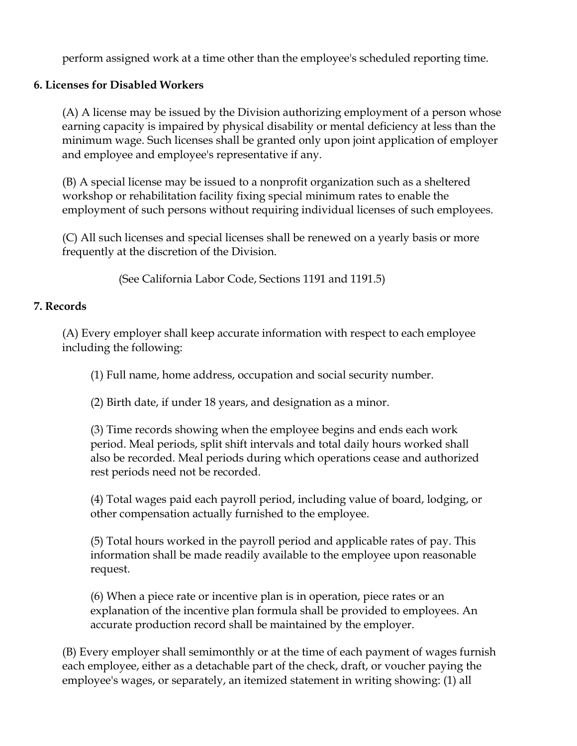perform assigned work at a time other than the employee's scheduled reporting time.

**6. Licenses for Disabled Workers**

(A) A license may be issued by the Division authorizing employment of a person whose earning capacity is impaired by physical disability or mental deficiency at less than the minimum wage. Such licenses shall be granted only upon joint application of employer and employee and employee's representative if any.

(B) A special license may be issued to a nonprofit organization such as a sheltered workshop or rehabilitation facility fixing special minimum rates to enable the employment of such persons without requiring individual licenses of such employees.

(C) All such licenses and special licenses shall be renewed on a yearly basis or more frequently at the discretion of the Division.

(See California Labor Code, Sections 1191 and 1191.5)

**7. Records**

(A) Every employer shall keep accurate information with respect to each employee including the following:

(1) Full name, home address, occupation and social security number.

(2) Birth date, if under 18 years, and designation as a minor.

(3) Time records showing when the employee begins and ends each work period. Meal periods, split shift intervals and total daily hours worked shall also be recorded. Meal periods during which operations cease and authorized rest periods need not be recorded.

(4) Total wages paid each payroll period, including value of board, lodging, or other compensation actually furnished to the employee.

(5) Total hours worked in the payroll period and applicable rates of pay. This information shall be made readily available to the employee upon reasonable request.

(6) When a piece rate or incentive plan is in operation, piece rates or an explanation of the incentive plan formula shall be provided to employees. An accurate production record shall be maintained by the employer.

(B) Every employer shall semimonthly or at the time of each payment of wages furnish each employee, either as a detachable part of the check, draft, or voucher paying the employee's wages, or separately, an itemized statement in writing showing: (1) all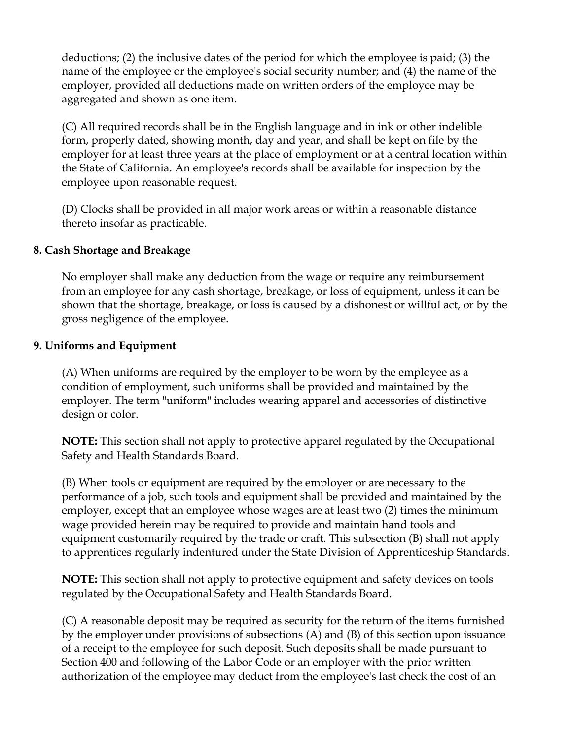deductions; (2) the inclusive dates of the period for which the employee is paid; (3) the name of the employee or the employee's social security number; and (4) the name of the employer, provided all deductions made on written orders of the employee may be aggregated and shown as one item.

(C) All required records shall be in the English language and in ink or other indelible form, properly dated, showing month, day and year, and shall be kept on file by the employer for at least three years at the place of employment or at a central location within the State of California. An employee's records shall be available for inspection by the employee upon reasonable request.

(D) Clocks shall be provided in all major work areas or within a reasonable distance thereto insofar as practicable.

**8. Cash Shortage and Breakage**

No employer shall make any deduction from the wage or require any reimbursement from an employee for any cash shortage, breakage, or loss of equipment, unless it can be shown that the shortage, breakage, or loss is caused by a dishonest or willful act, or by the gross negligence of the employee.

**9. Uniforms and Equipment**

(A) When uniforms are required by the employer to be worn by the employee as a condition of employment, such uniforms shall be provided and maintained by the employer. The term "uniform" includes wearing apparel and accessories of distinctive design or color.

**NOTE:** This section shall not apply to protective apparel regulated by the Occupational Safety and Health Standards Board.

(B) When tools or equipment are required by the employer or are necessary to the performance of a job, such tools and equipment shall be provided and maintained by the employer, except that an employee whose wages are at least two (2) times the minimum wage provided herein may be required to provide and maintain hand tools and equipment customarily required by the trade or craft. This subsection (B) shall not apply to apprentices regularly indentured under the State Division of Apprenticeship Standards.

**NOTE:** This section shall not apply to protective equipment and safety devices on tools regulated by the Occupational Safety and Health Standards Board.

(C) A reasonable deposit may be required as security for the return of the items furnished by the employer under provisions of subsections (A) and (B) of this section upon issuance of a receipt to the employee for such deposit. Such deposits shall be made pursuant to Section 400 and following of the Labor Code or an employer with the prior written authorization of the employee may deduct from the employee's last check the cost of an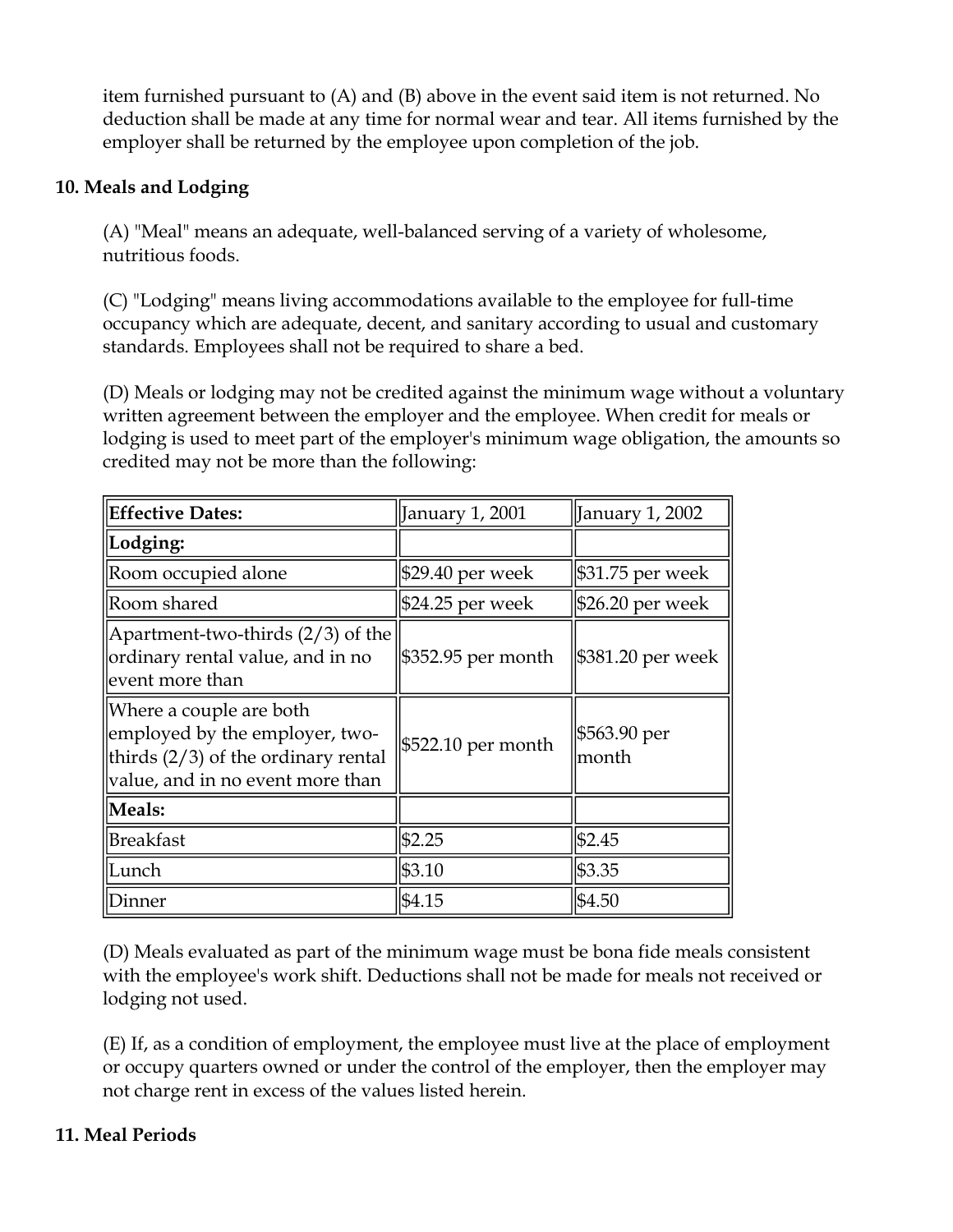item furnished pursuant to (A) and (B) above in the event said item is not returned. No deduction shall be made at any time for normal wear and tear. All items furnished by the employer shall be returned by the employee upon completion of the job.

### 10. Meals and Lodging

(A) "Meal" means an adequate, well-balanced serving of a variety of wholesome, nutritious foods.

(C) "Lodging" means living accommodations available to the employee for full-time occupancy which are adequate, decent, and sanitary according to usual and customary standards. Employees shall not be required to share a bed.

(D) Meals or lodging may not be credited against the minimum wage without a voluntary written agreement between the employer and the employee. When credit for meals or lodging is used to meet part of the employer's minimum wage obligation, the amounts so credited may not be more than the following:

| **Effective Dates:** | January 1, 2001 | January 1, 2002 |
|---|---|---|
| **Lodging:** | | |
| Room occupied alone | $29.40 per week | $31.75 per week |
| Room shared | $24.25 per week | $26.20 per week |
| Apartment-two-thirds (2/3) of the ordinary rental value, and in no event more than | $352.95 per month | $381.20 per week |
| Where a couple are both employed by the employer, two-thirds (2/3) of the ordinary rental value, and in no event more than | $522.10 per month | $563.90 per month |
| **Meals:** | | |
| Breakfast | $2.25 | $2.45 |
| Lunch | $3.10 | $3.35 |
| Dinner | $4.15 | $4.50 |

(D) Meals evaluated as part of the minimum wage must be bona fide meals consistent with the employee's work shift. Deductions shall not be made for meals not received or lodging not used.

(E) If, as a condition of employment, the employee must live at the place of employment or occupy quarters owned or under the control of the employer, then the employer may not charge rent in excess of the values listed herein.

### 11. Meal Periods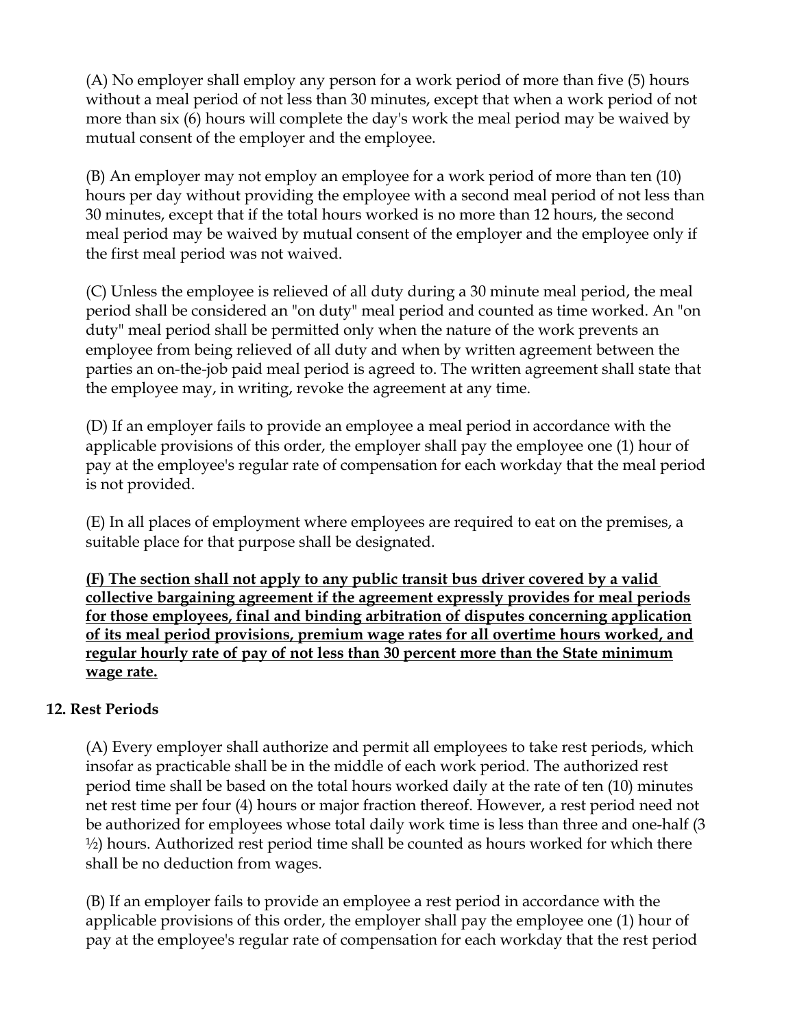(A) No employer shall employ any person for a work period of more than five (5) hours without a meal period of not less than 30 minutes, except that when a work period of not more than six (6) hours will complete the day's work the meal period may be waived by mutual consent of the employer and the employee.

(B) An employer may not employ an employee for a work period of more than ten (10) hours per day without providing the employee with a second meal period of not less than 30 minutes, except that if the total hours worked is no more than 12 hours, the second meal period may be waived by mutual consent of the employer and the employee only if the first meal period was not waived.

(C) Unless the employee is relieved of all duty during a 30 minute meal period, the meal period shall be considered an "on duty" meal period and counted as time worked. An "on duty" meal period shall be permitted only when the nature of the work prevents an employee from being relieved of all duty and when by written agreement between the parties an on-the-job paid meal period is agreed to. The written agreement shall state that the employee may, in writing, revoke the agreement at any time.

(D) If an employer fails to provide an employee a meal period in accordance with the applicable provisions of this order, the employer shall pay the employee one (1) hour of pay at the employee's regular rate of compensation for each workday that the meal period is not provided.

(E) In all places of employment where employees are required to eat on the premises, a suitable place for that purpose shall be designated.

<u>**(F) The section shall not apply to any public transit bus driver covered by a valid collective bargaining agreement if the agreement expressly provides for meal periods for those employees, final and binding arbitration of disputes concerning application of its meal period provisions, premium wage rates for all overtime hours worked, and regular hourly rate of pay of not less than 30 percent more than the State minimum wage rate.**</u>

**12. Rest Periods**

(A) Every employer shall authorize and permit all employees to take rest periods, which insofar as practicable shall be in the middle of each work period. The authorized rest period time shall be based on the total hours worked daily at the rate of ten (10) minutes net rest time per four (4) hours or major fraction thereof. However, a rest period need not be authorized for employees whose total daily work time is less than three and one-half (3 ½) hours. Authorized rest period time shall be counted as hours worked for which there shall be no deduction from wages.

(B) If an employer fails to provide an employee a rest period in accordance with the applicable provisions of this order, the employer shall pay the employee one (1) hour of pay at the employee's regular rate of compensation for each workday that the rest period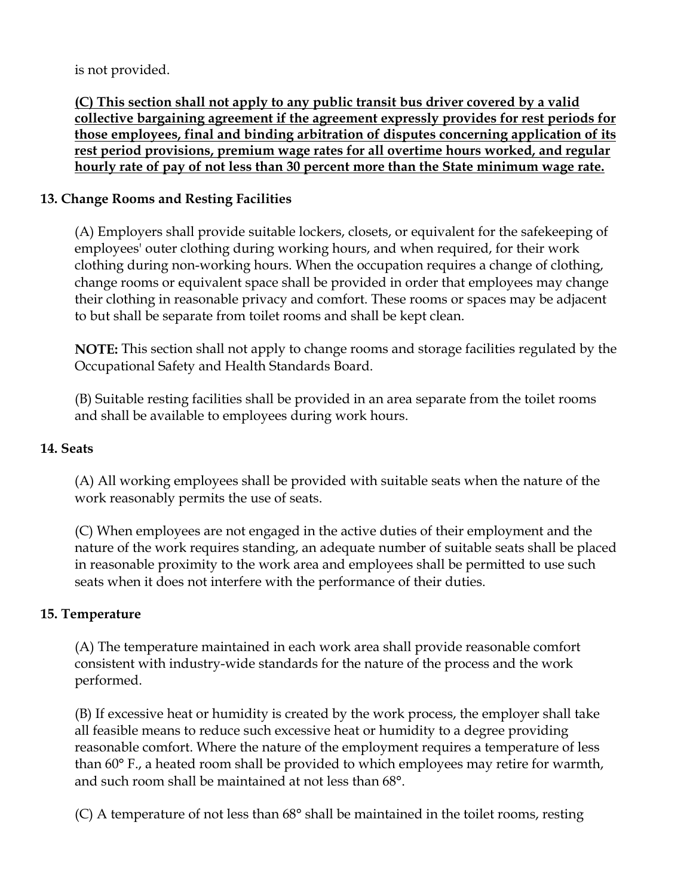is not provided.

**(C) This section shall not apply to any public transit bus driver covered by a valid collective bargaining agreement if the agreement expressly provides for rest periods for those employees, final and binding arbitration of disputes concerning application of its rest period provisions, premium wage rates for all overtime hours worked, and regular hourly rate of pay of not less than 30 percent more than the State minimum wage rate.**

### 13. Change Rooms and Resting Facilities

(A) Employers shall provide suitable lockers, closets, or equivalent for the safekeeping of employees' outer clothing during working hours, and when required, for their work clothing during non-working hours. When the occupation requires a change of clothing, change rooms or equivalent space shall be provided in order that employees may change their clothing in reasonable privacy and comfort. These rooms or spaces may be adjacent to but shall be separate from toilet rooms and shall be kept clean.

**NOTE:** This section shall not apply to change rooms and storage facilities regulated by the Occupational Safety and Health Standards Board.

(B) Suitable resting facilities shall be provided in an area separate from the toilet rooms and shall be available to employees during work hours.

### 14. Seats

(A) All working employees shall be provided with suitable seats when the nature of the work reasonably permits the use of seats.

(C) When employees are not engaged in the active duties of their employment and the nature of the work requires standing, an adequate number of suitable seats shall be placed in reasonable proximity to the work area and employees shall be permitted to use such seats when it does not interfere with the performance of their duties.

### 15. Temperature

(A) The temperature maintained in each work area shall provide reasonable comfort consistent with industry-wide standards for the nature of the process and the work performed.

(B) If excessive heat or humidity is created by the work process, the employer shall take all feasible means to reduce such excessive heat or humidity to a degree providing reasonable comfort. Where the nature of the employment requires a temperature of less than 60° F., a heated room shall be provided to which employees may retire for warmth, and such room shall be maintained at not less than 68°.

(C) A temperature of not less than 68° shall be maintained in the toilet rooms, resting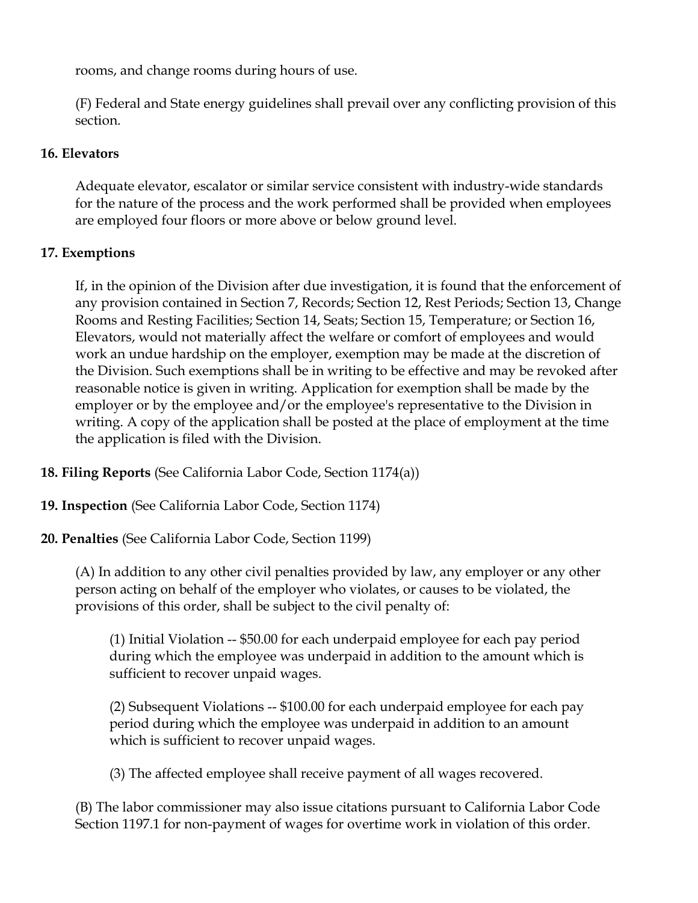rooms, and change rooms during hours of use.

(F) Federal and State energy guidelines shall prevail over any conflicting provision of this section.

**16. Elevators**

Adequate elevator, escalator or similar service consistent with industry-wide standards for the nature of the process and the work performed shall be provided when employees are employed four floors or more above or below ground level.

**17. Exemptions**

If, in the opinion of the Division after due investigation, it is found that the enforcement of any provision contained in Section 7, Records; Section 12, Rest Periods; Section 13, Change Rooms and Resting Facilities; Section 14, Seats; Section 15, Temperature; or Section 16, Elevators, would not materially affect the welfare or comfort of employees and would work an undue hardship on the employer, exemption may be made at the discretion of the Division. Such exemptions shall be in writing to be effective and may be revoked after reasonable notice is given in writing. Application for exemption shall be made by the employer or by the employee and/or the employee's representative to the Division in writing. A copy of the application shall be posted at the place of employment at the time the application is filed with the Division.

**18. Filing Reports** (See California Labor Code, Section 1174(a))

**19. Inspection** (See California Labor Code, Section 1174)

**20. Penalties** (See California Labor Code, Section 1199)

(A) In addition to any other civil penalties provided by law, any employer or any other person acting on behalf of the employer who violates, or causes to be violated, the provisions of this order, shall be subject to the civil penalty of:

(1) Initial Violation -- $50.00 for each underpaid employee for each pay period during which the employee was underpaid in addition to the amount which is sufficient to recover unpaid wages.

(2) Subsequent Violations -- $100.00 for each underpaid employee for each pay period during which the employee was underpaid in addition to an amount which is sufficient to recover unpaid wages.

(3) The affected employee shall receive payment of all wages recovered.

(B) The labor commissioner may also issue citations pursuant to California Labor Code Section 1197.1 for non-payment of wages for overtime work in violation of this order.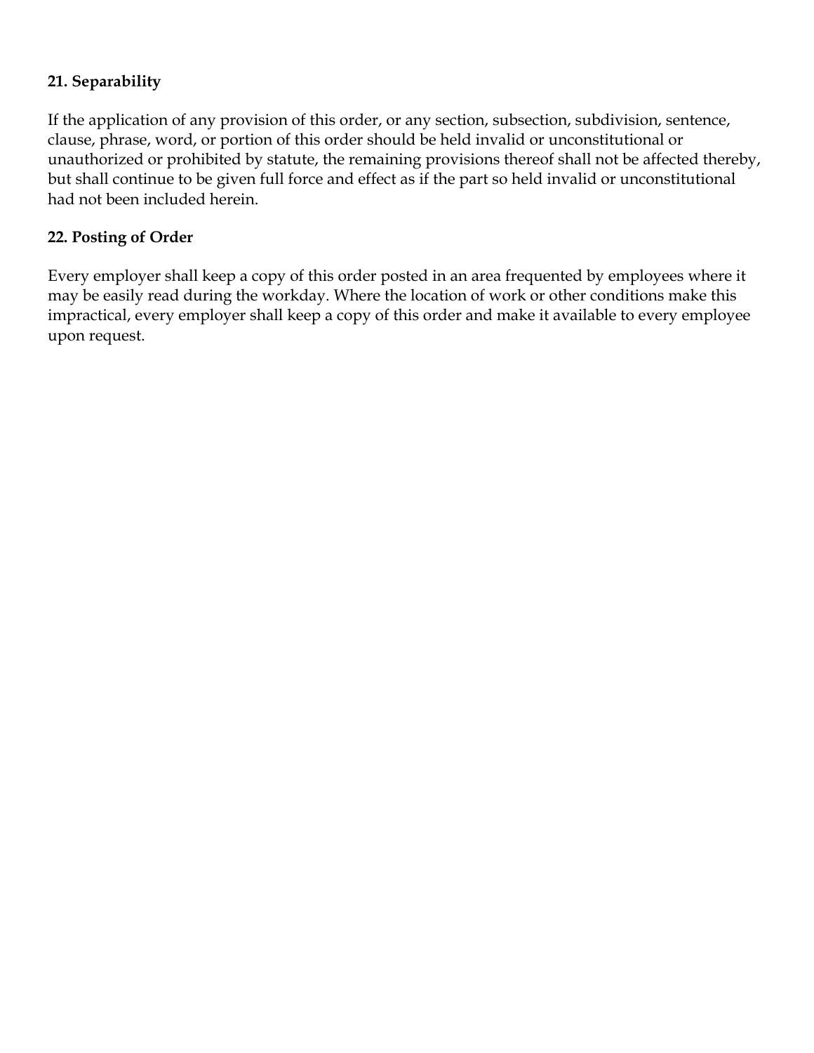**21. Separability**

If the application of any provision of this order, or any section, subsection, subdivision, sentence, clause, phrase, word, or portion of this order should be held invalid or unconstitutional or unauthorized or prohibited by statute, the remaining provisions thereof shall not be affected thereby, but shall continue to be given full force and effect as if the part so held invalid or unconstitutional had not been included herein.

**22. Posting of Order**

Every employer shall keep a copy of this order posted in an area frequented by employees where it may be easily read during the workday. Where the location of work or other conditions make this impractical, every employer shall keep a copy of this order and make it available to every employee upon request.